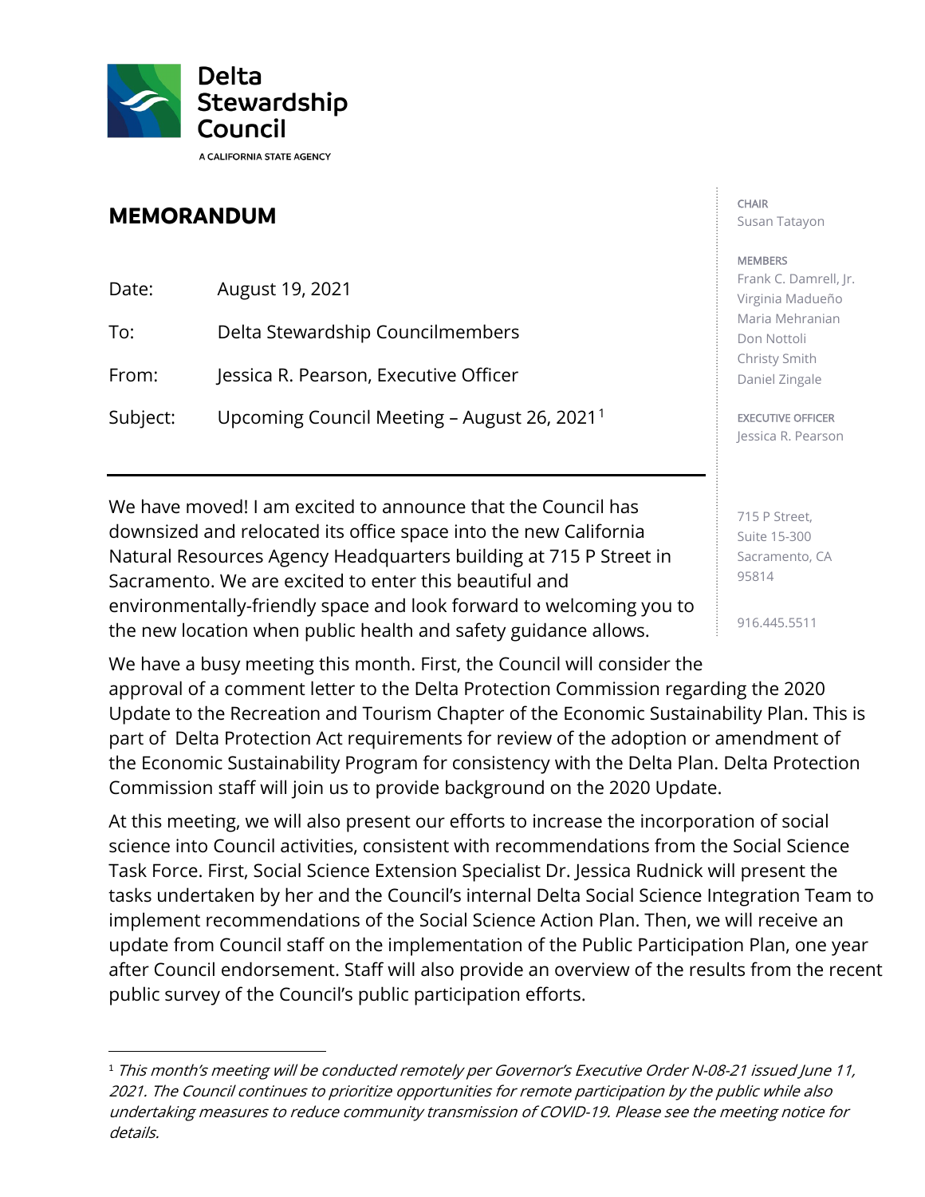**Delta Stewardship Council**

A CALIFORNIA STATE AGENCY

## MEMORANDUM

Date: August 19, 2021

To: Delta Stewardship Councilmembers

From: Jessica R. Pearson, Executive Officer

Subject: Upcoming Council Meeting – August 26, 2021[1]

CHAIR
Susan Tatayon

MEMBERS
Frank C. Damrell, Jr.
Virginia Madueño
Maria Mehranian
Don Nottoli
Christy Smith
Daniel Zingale

EXECUTIVE OFFICER
Jessica R. Pearson

715 P Street,
Suite 15-300
Sacramento, CA
95814

916.445.5511

---

We have moved! I am excited to announce that the Council has downsized and relocated its office space into the new California Natural Resources Agency Headquarters building at 715 P Street in Sacramento. We are excited to enter this beautiful and environmentally-friendly space and look forward to welcoming you to the new location when public health and safety guidance allows.

We have a busy meeting this month. First, the Council will consider the approval of a comment letter to the Delta Protection Commission regarding the 2020 Update to the Recreation and Tourism Chapter of the Economic Sustainability Plan. This is part of Delta Protection Act requirements for review of the adoption or amendment of the Economic Sustainability Program for consistency with the Delta Plan. Delta Protection Commission staff will join us to provide background on the 2020 Update.

At this meeting, we will also present our efforts to increase the incorporation of social science into Council activities, consistent with recommendations from the Social Science Task Force. First, Social Science Extension Specialist Dr. Jessica Rudnick will present the tasks undertaken by her and the Council's internal Delta Social Science Integration Team to implement recommendations of the Social Science Action Plan. Then, we will receive an update from Council staff on the implementation of the Public Participation Plan, one year after Council endorsement. Staff will also provide an overview of the results from the recent public survey of the Council's public participation efforts.

---

[1] *This month's meeting will be conducted remotely per Governor's Executive Order N-08-21 issued June 11, 2021. The Council continues to prioritize opportunities for remote participation by the public while also undertaking measures to reduce community transmission of COVID-19. Please see the meeting notice for details.*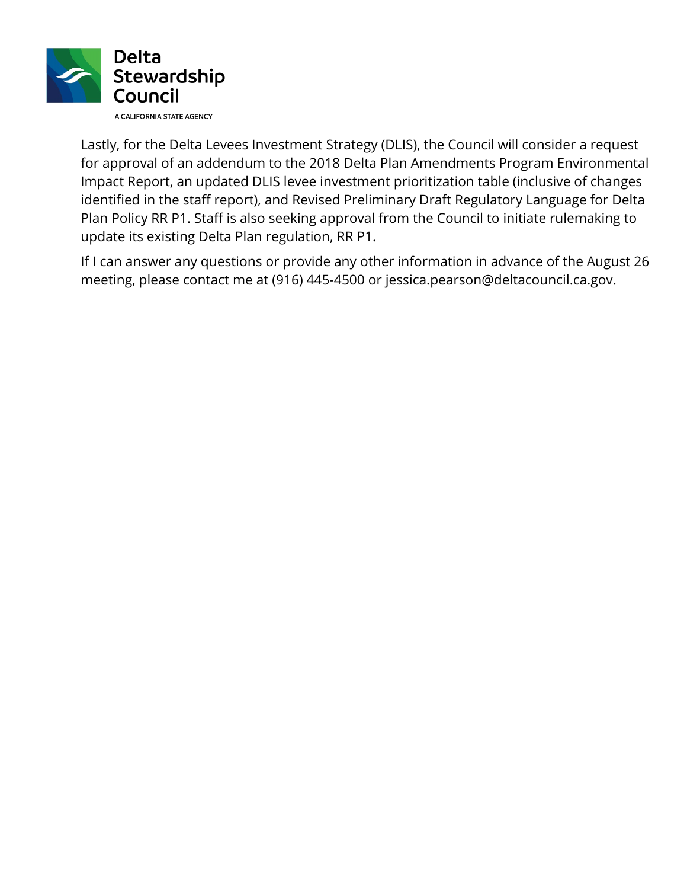Lastly, for the Delta Levees Investment Strategy (DLIS), the Council will consider a request for approval of an addendum to the 2018 Delta Plan Amendments Program Environmental Impact Report, an updated DLIS levee investment prioritization table (inclusive of changes identified in the staff report), and Revised Preliminary Draft Regulatory Language for Delta Plan Policy RR P1. Staff is also seeking approval from the Council to initiate rulemaking to update its existing Delta Plan regulation, RR P1.

If I can answer any questions or provide any other information in advance of the August 26 meeting, please contact me at (916) 445-4500 or jessica.pearson@deltacouncil.ca.gov.